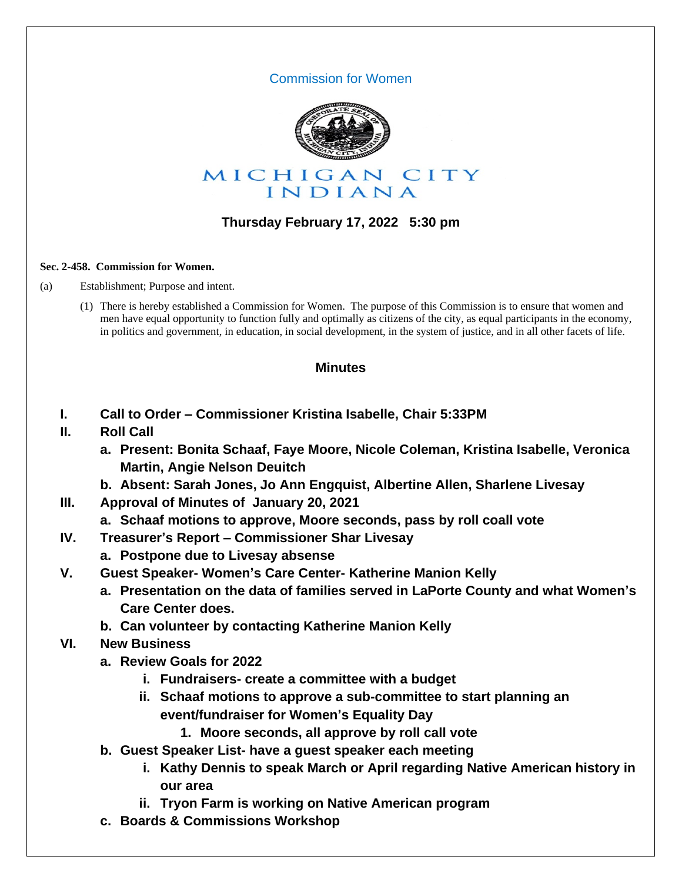Commission for Women

MICHIGAN CITY
INDIANA

**Thursday February 17, 2022 5:30 pm**

**Sec. 2-458. Commission for Women.**

(a) Establishment; Purpose and intent.

(1) There is hereby established a Commission for Women. The purpose of this Commission is to ensure that women and men have equal opportunity to function fully and optimally as citizens of the city, as equal participants in the economy, in politics and government, in education, in social development, in the system of justice, and in all other facets of life.

## Minutes

I. **Call to Order – Commissioner Kristina Isabelle, Chair 5:33PM**

II. **Roll Call**
   a. **Present: Bonita Schaaf, Faye Moore, Nicole Coleman, Kristina Isabelle, Veronica Martin, Angie Nelson Deuitch**
   b. **Absent: Sarah Jones, Jo Ann Engquist, Albertine Allen, Sharlene Livesay**

III. **Approval of Minutes of January 20, 2021**
   a. **Schaaf motions to approve, Moore seconds, pass by roll coall vote**

IV. **Treasurer's Report – Commissioner Shar Livesay**
   a. **Postpone due to Livesay absense**

V. **Guest Speaker- Women's Care Center- Katherine Manion Kelly**
   a. **Presentation on the data of families served in LaPorte County and what Women's Care Center does.**
   b. **Can volunteer by contacting Katherine Manion Kelly**

VI. **New Business**
   a. **Review Goals for 2022**
      i. **Fundraisers- create a committee with a budget**
      ii. **Schaaf motions to approve a sub-committee to start planning an event/fundraiser for Women's Equality Day**
         1. **Moore seconds, all approve by roll call vote**
   b. **Guest Speaker List- have a guest speaker each meeting**
      i. **Kathy Dennis to speak March or April regarding Native American history in our area**
      ii. **Tryon Farm is working on Native American program**
   c. **Boards & Commissions Workshop**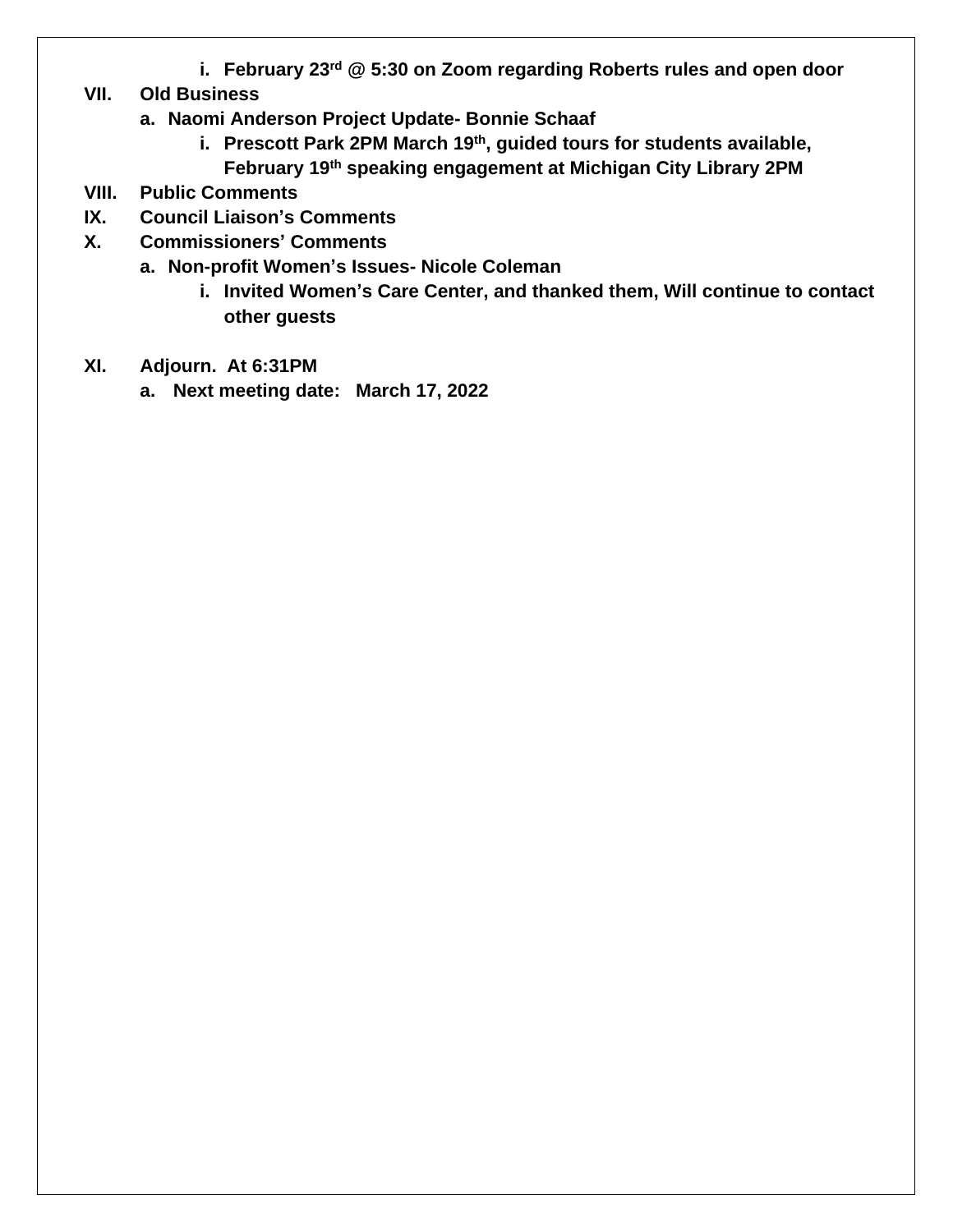- i. **February 23rd @ 5:30 on Zoom regarding Roberts rules and open door**

**VII. Old Business**

- a. **Naomi Anderson Project Update- Bonnie Schaaf**
  - i. **Prescott Park 2PM March 19th, guided tours for students available, February 19th speaking engagement at Michigan City Library 2PM**

**VIII. Public Comments**

**IX. Council Liaison's Comments**

**X. Commissioners' Comments**

- a. **Non-profit Women's Issues- Nicole Coleman**
  - i. **Invited Women's Care Center, and thanked them, Will continue to contact other guests**

**XI. Adjourn. At 6:31PM**

- a. **Next meeting date: March 17, 2022**